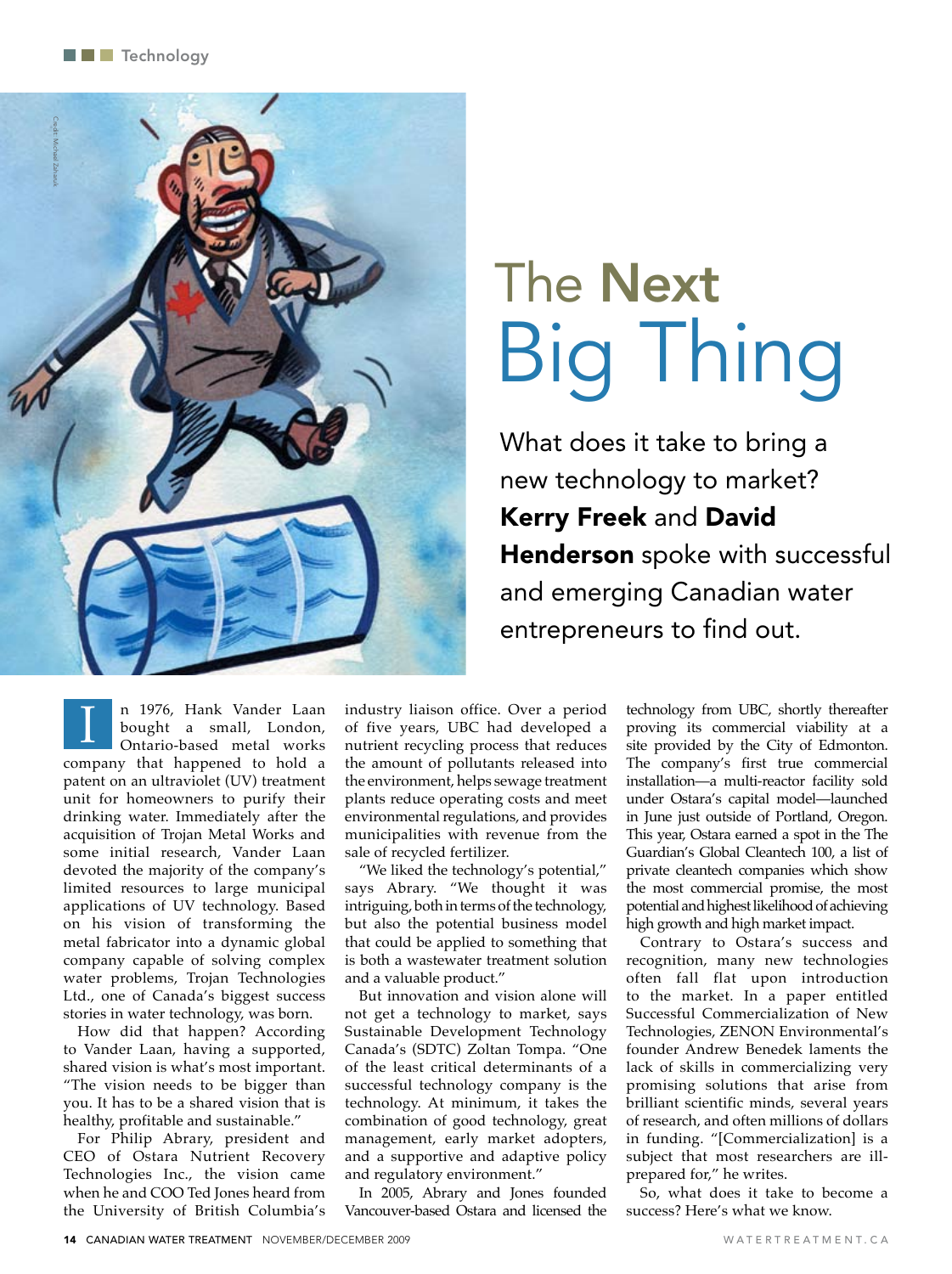# The Next Big Thing

What does it take to bring a new technology to market? **Kerry Freek** and **David Henderson** spoke with successful and emerging Canadian water entrepreneurs to find out.

In 1976, Hank Vander Laan bought a small, London, Ontario-based metal works company that happened to hold a patent on an ultraviolet (UV) treatment unit for homeowners to purify their drinking water. Immediately after the acquisition of Trojan Metal Works and some initial research, Vander Laan devoted the majority of the company's limited resources to large municipal applications of UV technology. Based on his vision of transforming the metal fabricator into a dynamic global company capable of solving complex water problems, Trojan Technologies Ltd., one of Canada's biggest success stories in water technology, was born.

How did that happen? According to Vander Laan, having a supported, shared vision is what's most important. "The vision needs to be bigger than you. It has to be a shared vision that is healthy, profitable and sustainable."

For Philip Abrary, president and CEO of Ostara Nutrient Recovery Technologies Inc., the vision came when he and COO Ted Jones heard from the University of British Columbia's industry liaison office. Over a period of five years, UBC had developed a nutrient recycling process that reduces the amount of pollutants released into the environment, helps sewage treatment plants reduce operating costs and meet environmental regulations, and provides municipalities with revenue from the sale of recycled fertilizer.

"We liked the technology's potential," says Abrary. "We thought it was intriguing, both in terms of the technology, but also the potential business model that could be applied to something that is both a wastewater treatment solution and a valuable product."

But innovation and vision alone will not get a technology to market, says Sustainable Development Technology Canada's (SDTC) Zoltan Tompa. "One of the least critical determinants of a successful technology company is the technology. At minimum, it takes the combination of good technology, great management, early market adopters, and a supportive and adaptive policy and regulatory environment."

In 2005, Abrary and Jones founded Vancouver-based Ostara and licensed the technology from UBC, shortly thereafter proving its commercial viability at a site provided by the City of Edmonton. The company's first true commercial installation—a multi-reactor facility sold under Ostara's capital model—launched in June just outside of Portland, Oregon. This year, Ostara earned a spot in the The Guardian's Global Cleantech 100, a list of private cleantech companies which show the most commercial promise, the most potential and highest likelihood of achieving high growth and high market impact.

Contrary to Ostara's success and recognition, many new technologies often fall flat upon introduction to the market. In a paper entitled Successful Commercialization of New Technologies, ZENON Environmental's founder Andrew Benedek laments the lack of skills in commercializing very promising solutions that arise from brilliant scientific minds, several years of research, and often millions of dollars in funding. "[Commercialization] is a subject that most researchers are ill-prepared for," he writes.

So, what does it take to become a success? Here's what we know.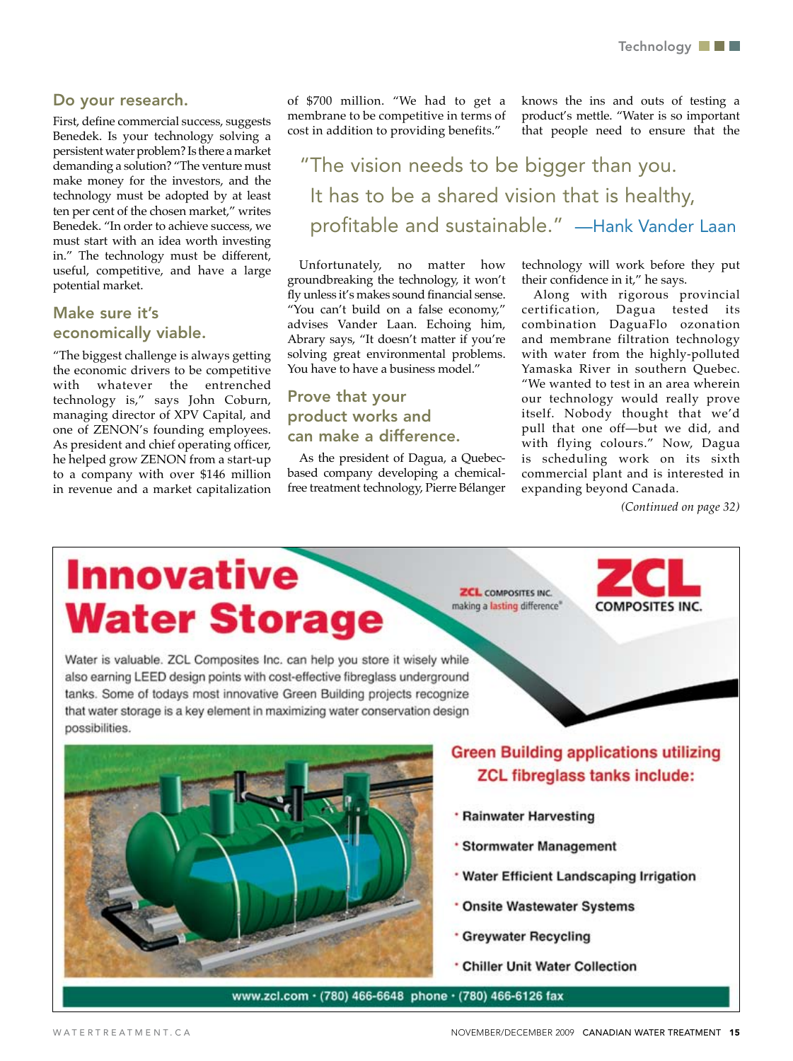## Do your research.

First, define commercial success, suggests Benedek. Is your technology solving a persistent water problem? Is there a market demanding a solution? "The venture must make money for the investors, and the technology must be adopted by at least ten per cent of the chosen market," writes Benedek. "In order to achieve success, we must start with an idea worth investing in." The technology must be different, useful, competitive, and have a large potential market.

## Make sure it's economically viable.

"The biggest challenge is always getting the economic drivers to be competitive with whatever the entrenched technology is," says John Coburn, managing director of XPV Capital, and one of ZENON's founding employees. As president and chief operating officer, he helped grow ZENON from a start-up to a company with over $146 million in revenue and a market capitalization of $700 million. "We had to get a membrane to be competitive in terms of cost in addition to providing benefits."

> "The vision needs to be bigger than you. It has to be a shared vision that is healthy, profitable and sustainable." —Hank Vander Laan

Unfortunately, no matter how groundbreaking the technology, it won't fly unless it's makes sound financial sense. "You can't build on a false economy," advises Vander Laan. Echoing him, Abrary says, "It doesn't matter if you're solving great environmental problems. You have to have a business model."

## Prove that your product works and can make a difference.

As the president of Dagua, a Quebec-based company developing a chemical-free treatment technology, Pierre Bélanger knows the ins and outs of testing a product's mettle. "Water is so important that people need to ensure that the technology will work before they put their confidence in it," he says.

Along with rigorous provincial certification, Dagua tested its combination DaguaFlo ozonation and membrane filtration technology with water from the highly-polluted Yamaska River in southern Quebec. "We wanted to test in an area wherein our technology would really prove itself. Nobody thought that we'd pull that one off—but we did, and with flying colours." Now, Dagua is scheduling work on its sixth commercial plant and is interested in expanding beyond Canada.

*(Continued on page 32)*

# Innovative Water Storage

ZCL COMPOSITES INC. making a lasting difference®

ZCL COMPOSITES INC.

Water is valuable. ZCL Composites Inc. can help you store it wisely while also earning LEED design points with cost-effective fibreglass underground tanks. Some of todays most innovative Green Building projects recognize that water storage is a key element in maximizing water conservation design possibilities.

**Green Building applications utilizing ZCL fibreglass tanks include:**

- Rainwater Harvesting
- Stormwater Management
- Water Efficient Landscaping Irrigation
- Onsite Wastewater Systems
- Greywater Recycling
- Chiller Unit Water Collection

www.zcl.com · (780) 466-6648 phone · (780) 466-6126 fax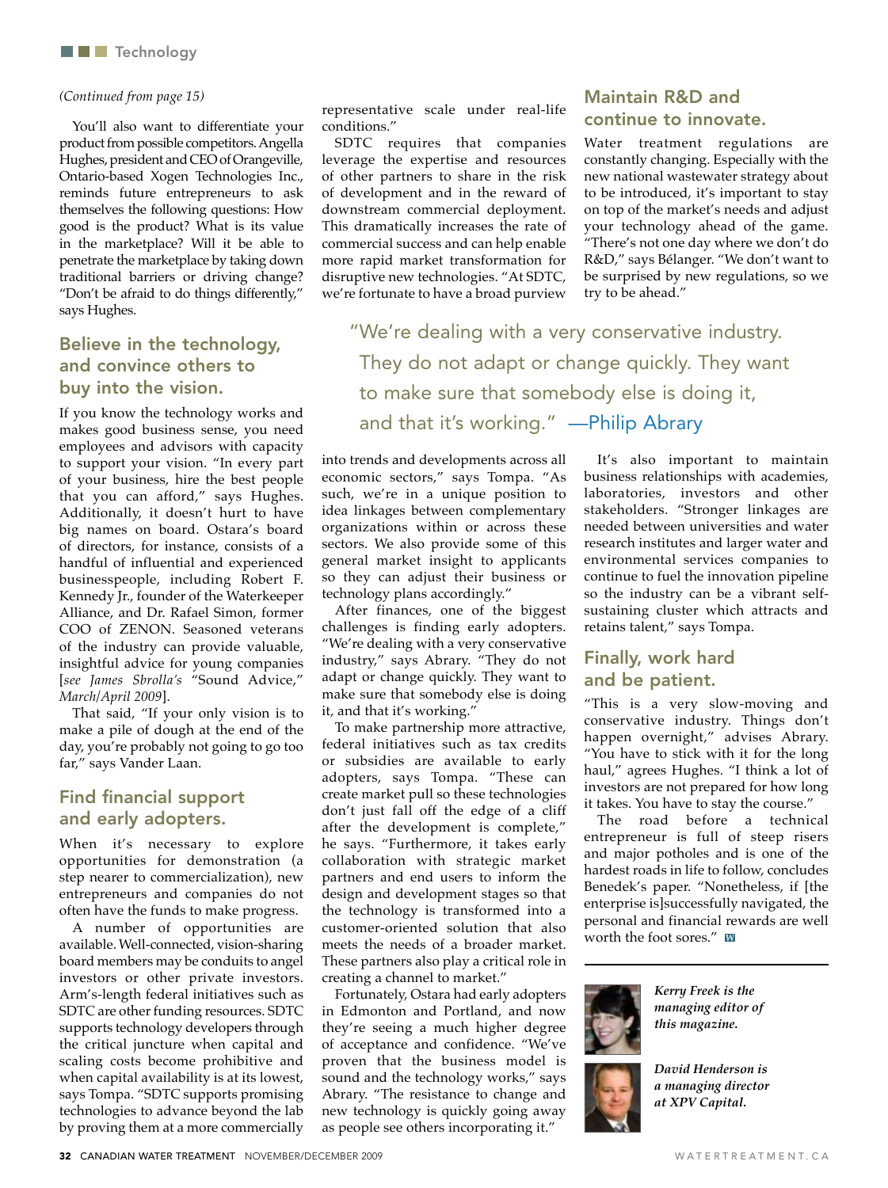*(Continued from page 15)*

You'll also want to differentiate your product from possible competitors. Angella Hughes, president and CEO of Orangeville, Ontario-based Xogen Technologies Inc., reminds future entrepreneurs to ask themselves the following questions: How good is the product? What is its value in the marketplace? Will it be able to penetrate the marketplace by taking down traditional barriers or driving change? "Don't be afraid to do things differently," says Hughes.

## Believe in the technology, and convince others to buy into the vision.

If you know the technology works and makes good business sense, you need employees and advisors with capacity to support your vision. "In every part of your business, hire the best people that you can afford," says Hughes. Additionally, it doesn't hurt to have big names on board. Ostara's board of directors, for instance, consists of a handful of influential and experienced businesspeople, including Robert F. Kennedy Jr., founder of the Waterkeeper Alliance, and Dr. Rafael Simon, former COO of ZENON. Seasoned veterans of the industry can provide valuable, insightful advice for young companies [*see James Sbrolla's* "Sound Advice," *March/April 2009*].

That said, "If your only vision is to make a pile of dough at the end of the day, you're probably not going to go too far," says Vander Laan.

## Find financial support and early adopters.

When it's necessary to explore opportunities for demonstration (a step nearer to commercialization), new entrepreneurs and companies do not often have the funds to make progress.

A number of opportunities are available. Well-connected, vision-sharing board members may be conduits to angel investors or other private investors. Arm's-length federal initiatives such as SDTC are other funding resources. SDTC supports technology developers through the critical juncture when capital and scaling costs become prohibitive and when capital availability is at its lowest, says Tompa. "SDTC supports promising technologies to advance beyond the lab by proving them at a more commercially representative scale under real-life conditions."

SDTC requires that companies leverage the expertise and resources of other partners to share in the risk of development and in the reward of downstream commercial deployment. This dramatically increases the rate of commercial success and can help enable more rapid market transformation for disruptive new technologies. "At SDTC, we're fortunate to have a broad purview into trends and developments across all economic sectors," says Tompa. "As such, we're in a unique position to idea linkages between complementary organizations within or across these sectors. We also provide some of this general market insight to applicants so they can adjust their business or technology plans accordingly."

After finances, one of the biggest challenges is finding early adopters. "We're dealing with a very conservative industry," says Abrary. "They do not adapt or change quickly. They want to make sure that somebody else is doing it, and that it's working."

To make partnership more attractive, federal initiatives such as tax credits or subsidies are available to early adopters, says Tompa. "These can create market pull so these technologies don't just fall off the edge of a cliff after the development is complete," he says. "Furthermore, it takes early collaboration with strategic market partners and end users to inform the design and development stages so that the technology is transformed into a customer-oriented solution that also meets the needs of a broader market. These partners also play a critical role in creating a channel to market."

Fortunately, Ostara had early adopters in Edmonton and Portland, and now they're seeing a much higher degree of acceptance and confidence. "We've proven that the business model is sound and the technology works," says Abrary. "The resistance to change and new technology is quickly going away as people see others incorporating it."

> "We're dealing with a very conservative industry. They do not adapt or change quickly. They want to make sure that somebody else is doing it, and that it's working." —Philip Abrary

## Maintain R&D and continue to innovate.

Water treatment regulations are constantly changing. Especially with the new national wastewater strategy about to be introduced, it's important to stay on top of the market's needs and adjust your technology ahead of the game. "There's not one day where we don't do R&D," says Bélanger. "We don't want to be surprised by new regulations, so we try to be ahead."

It's also important to maintain business relationships with academies, laboratories, investors and other stakeholders. "Stronger linkages are needed between universities and water research institutes and larger water and environmental services companies to continue to fuel the innovation pipeline so the industry can be a vibrant self-sustaining cluster which attracts and retains talent," says Tompa.

## Finally, work hard and be patient.

"This is a very slow-moving and conservative industry. Things don't happen overnight," advises Abrary. "You have to stick with it for the long haul," agrees Hughes. "I think a lot of investors are not prepared for how long it takes. You have to stay the course."

The road before a technical entrepreneur is full of steep risers and major potholes and is one of the hardest roads in life to follow, concludes Benedek's paper. "Nonetheless, if [the enterprise is]successfully navigated, the personal and financial rewards are well worth the foot sores."

*Kerry Freek is the managing editor of this magazine.*

*David Henderson is a managing director at XPV Capital.*